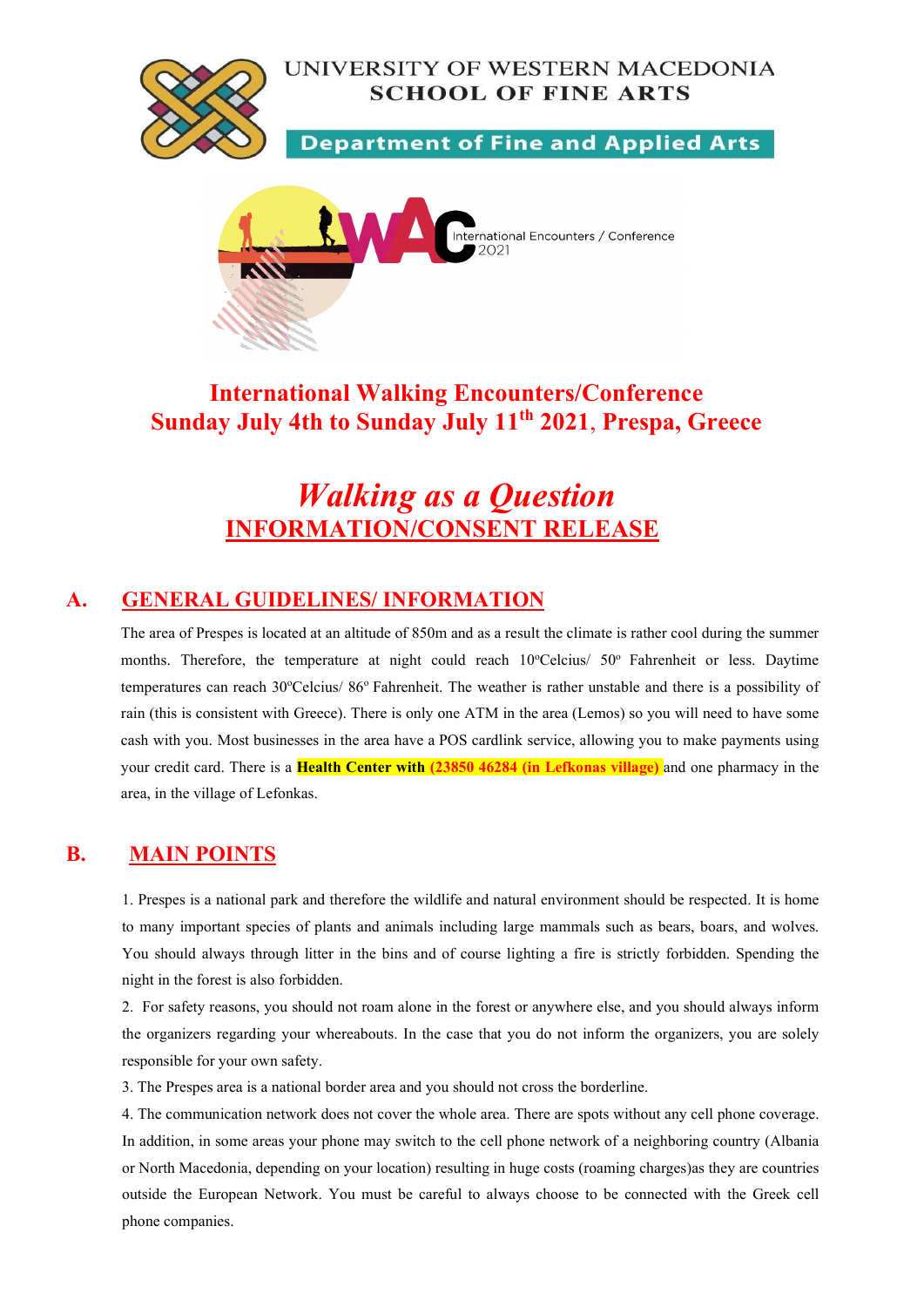UNIVERSITY OF WESTERN MACEDONIA
SCHOOL OF FINE ARTS

Department of Fine and Applied Arts

WAC International Encounters / Conference 2021

# International Walking Encounters/Conference
# Sunday July 4th to Sunday July 11th 2021, Prespa, Greece

# *Walking as a Question*
## INFORMATION/CONSENT RELEASE

## A. GENERAL GUIDELINES/ INFORMATION

The area of Prespes is located at an altitude of 850m and as a result the climate is rather cool during the summer months. Therefore, the temperature at night could reach 10ºCelcius/ 50º Fahrenheit or less. Daytime temperatures can reach 30ºCelcius/ 86º Fahrenheit. The weather is rather unstable and there is a possibility of rain (this is consistent with Greece). There is only one ATM in the area (Lemos) so you will need to have some cash with you. Most businesses in the area have a POS cardlink service, allowing you to make payments using your credit card. There is a **Health Center with (23850 46284 (in Lefkonas village)** and one pharmacy in the area, in the village of Lefonkas.

## B. MAIN POINTS

1. Prespes is a national park and therefore the wildlife and natural environment should be respected. It is home to many important species of plants and animals including large mammals such as bears, boars, and wolves. You should always through litter in the bins and of course lighting a fire is strictly forbidden. Spending the night in the forest is also forbidden.

2. For safety reasons, you should not roam alone in the forest or anywhere else, and you should always inform the organizers regarding your whereabouts. In the case that you do not inform the organizers, you are solely responsible for your own safety.

3. The Prespes area is a national border area and you should not cross the borderline.

4. The communication network does not cover the whole area. There are spots without any cell phone coverage. In addition, in some areas your phone may switch to the cell phone network of a neighboring country (Albania or North Macedonia, depending on your location) resulting in huge costs (roaming charges)as they are countries outside the European Network. You must be careful to always choose to be connected with the Greek cell phone companies.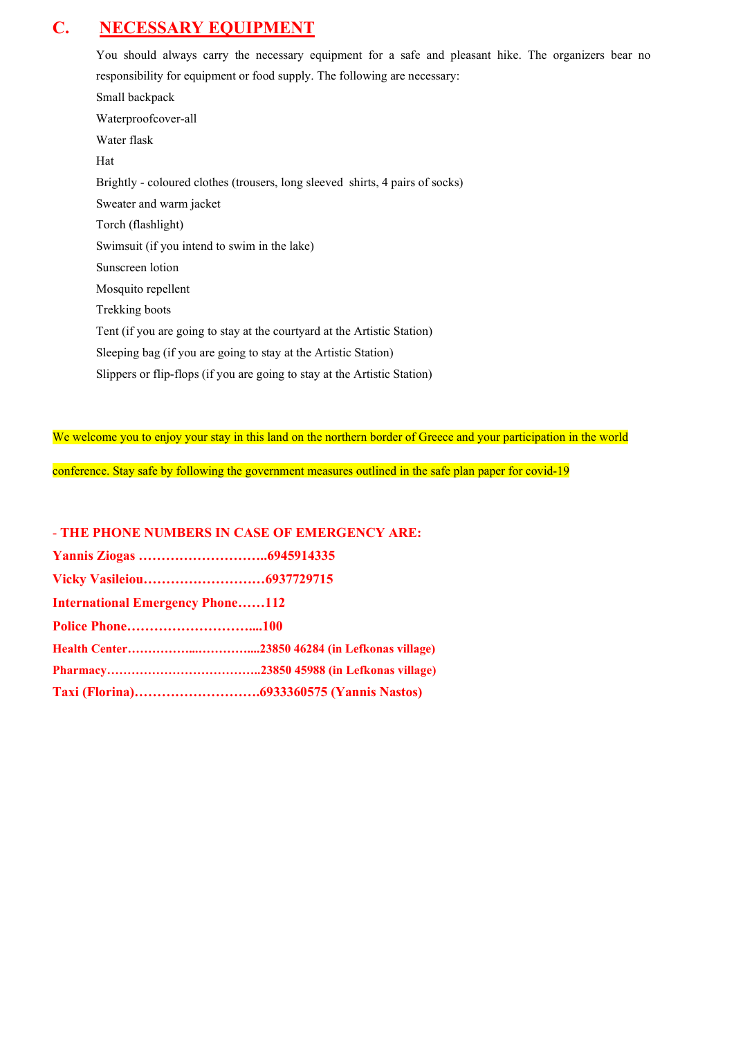## C. NECESSARY EQUIPMENT

You should always carry the necessary equipment for a safe and pleasant hike. The organizers bear no responsibility for equipment or food supply. The following are necessary:

Small backpack

Waterproofcover-all

Water flask

Hat

Brightly - coloured clothes (trousers, long sleeved shirts, 4 pairs of socks)

Sweater and warm jacket

Torch (flashlight)

Swimsuit (if you intend to swim in the lake)

Sunscreen lotion

Mosquito repellent

Trekking boots

Tent (if you are going to stay at the courtyard at the Artistic Station)

Sleeping bag (if you are going to stay at the Artistic Station)

Slippers or flip-flops (if you are going to stay at the Artistic Station)

We welcome you to enjoy your stay in this land on the northern border of Greece and your participation in the world conference. Stay safe by following the government measures outlined in the safe plan paper for covid-19

**- THE PHONE NUMBERS IN CASE OF EMERGENCY ARE:**

**Yannis Ziogas ………………………..6945914335**

**Vicky Vasileiou………………………6937729715**

**International Emergency Phone……112**

**Police Phone………………………....100**

**Health Center……………...…………....23850 46284 (in Lefkonas village)**

**Pharmacy………………………………..23850 45988 (in Lefkonas village)**

**Taxi (Florina)……………………….6933360575 (Yannis Nastos)**